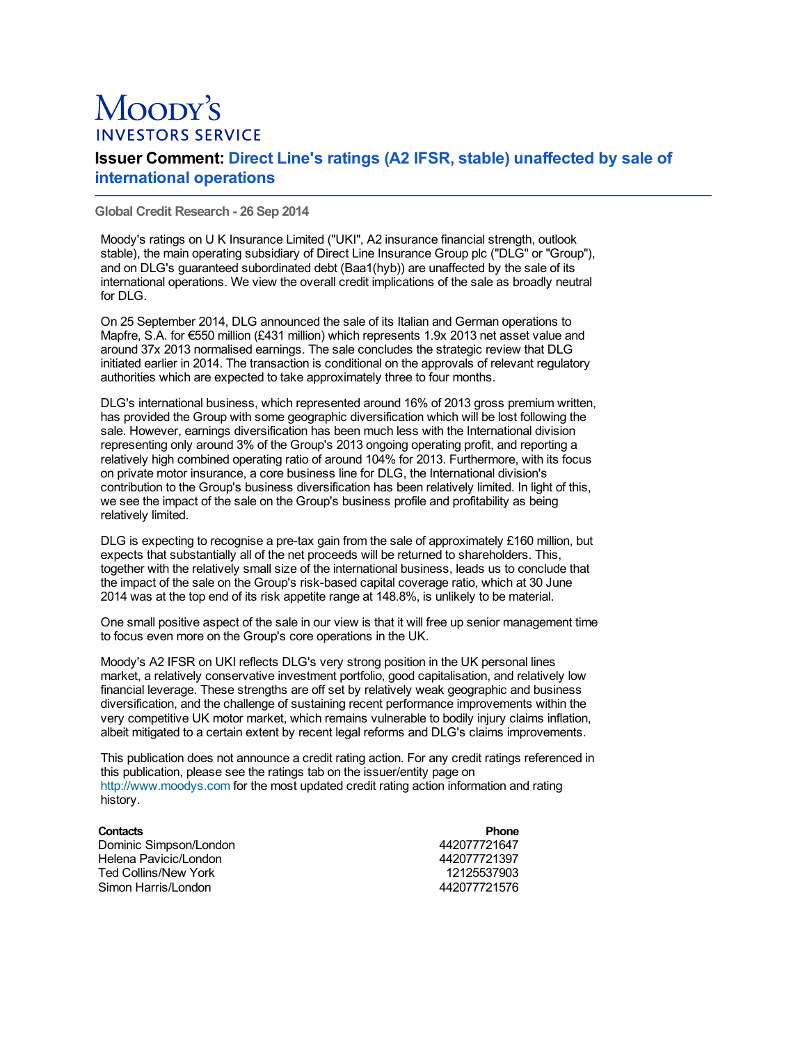# Moody's INVESTORS SERVICE

## Issuer Comment: Direct Line's ratings (A2 IFSR, stable) unaffected by sale of international operations

**Global Credit Research - 26 Sep 2014**

Moody's ratings on U K Insurance Limited ("UKI", A2 insurance financial strength, outlook stable), the main operating subsidiary of Direct Line Insurance Group plc ("DLG" or "Group"), and on DLG's guaranteed subordinated debt (Baa1(hyb)) are unaffected by the sale of its international operations. We view the overall credit implications of the sale as broadly neutral for DLG.

On 25 September 2014, DLG announced the sale of its Italian and German operations to Mapfre, S.A. for €550 million (£431 million) which represents 1.9x 2013 net asset value and around 37x 2013 normalised earnings. The sale concludes the strategic review that DLG initiated earlier in 2014. The transaction is conditional on the approvals of relevant regulatory authorities which are expected to take approximately three to four months.

DLG's international business, which represented around 16% of 2013 gross premium written, has provided the Group with some geographic diversification which will be lost following the sale. However, earnings diversification has been much less with the International division representing only around 3% of the Group's 2013 ongoing operating profit, and reporting a relatively high combined operating ratio of around 104% for 2013. Furthermore, with its focus on private motor insurance, a core business line for DLG, the International division's contribution to the Group's business diversification has been relatively limited. In light of this, we see the impact of the sale on the Group's business profile and profitability as being relatively limited.

DLG is expecting to recognise a pre-tax gain from the sale of approximately £160 million, but expects that substantially all of the net proceeds will be returned to shareholders. This, together with the relatively small size of the international business, leads us to conclude that the impact of the sale on the Group's risk-based capital coverage ratio, which at 30 June 2014 was at the top end of its risk appetite range at 148.8%, is unlikely to be material.

One small positive aspect of the sale in our view is that it will free up senior management time to focus even more on the Group's core operations in the UK.

Moody's A2 IFSR on UKI reflects DLG's very strong position in the UK personal lines market, a relatively conservative investment portfolio, good capitalisation, and relatively low financial leverage. These strengths are off set by relatively weak geographic and business diversification, and the challenge of sustaining recent performance improvements within the very competitive UK motor market, which remains vulnerable to bodily injury claims inflation, albeit mitigated to a certain extent by recent legal reforms and DLG's claims improvements.

This publication does not announce a credit rating action. For any credit ratings referenced in this publication, please see the ratings tab on the issuer/entity page on http://www.moodys.com for the most updated credit rating action information and rating history.

| **Contacts** | **Phone** |
|---|---|
| Dominic Simpson/London | 442077721647 |
| Helena Pavicic/London | 442077721397 |
| Ted Collins/New York | 12125537903 |
| Simon Harris/London | 442077721576 |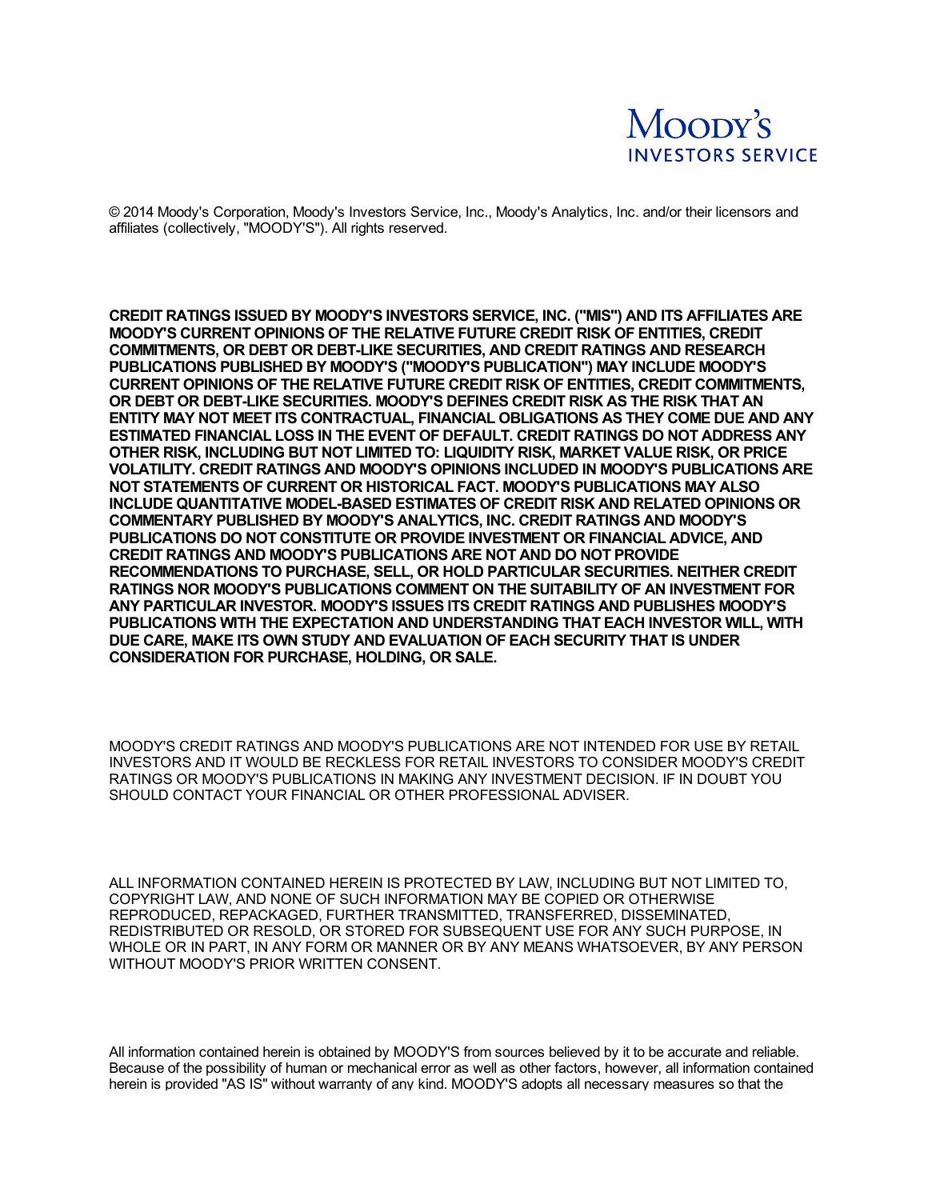© 2014 Moody's Corporation, Moody's Investors Service, Inc., Moody's Analytics, Inc. and/or their licensors and affiliates (collectively, "MOODY'S"). All rights reserved.

**CREDIT RATINGS ISSUED BY MOODY'S INVESTORS SERVICE, INC. ("MIS") AND ITS AFFILIATES ARE MOODY'S CURRENT OPINIONS OF THE RELATIVE FUTURE CREDIT RISK OF ENTITIES, CREDIT COMMITMENTS, OR DEBT OR DEBT-LIKE SECURITIES, AND CREDIT RATINGS AND RESEARCH PUBLICATIONS PUBLISHED BY MOODY'S ("MOODY'S PUBLICATION") MAY INCLUDE MOODY'S CURRENT OPINIONS OF THE RELATIVE FUTURE CREDIT RISK OF ENTITIES, CREDIT COMMITMENTS, OR DEBT OR DEBT-LIKE SECURITIES. MOODY'S DEFINES CREDIT RISK AS THE RISK THAT AN ENTITY MAY NOT MEET ITS CONTRACTUAL, FINANCIAL OBLIGATIONS AS THEY COME DUE AND ANY ESTIMATED FINANCIAL LOSS IN THE EVENT OF DEFAULT. CREDIT RATINGS DO NOT ADDRESS ANY OTHER RISK, INCLUDING BUT NOT LIMITED TO: LIQUIDITY RISK, MARKET VALUE RISK, OR PRICE VOLATILITY. CREDIT RATINGS AND MOODY'S OPINIONS INCLUDED IN MOODY'S PUBLICATIONS ARE NOT STATEMENTS OF CURRENT OR HISTORICAL FACT. MOODY'S PUBLICATIONS MAY ALSO INCLUDE QUANTITATIVE MODEL-BASED ESTIMATES OF CREDIT RISK AND RELATED OPINIONS OR COMMENTARY PUBLISHED BY MOODY'S ANALYTICS, INC. CREDIT RATINGS AND MOODY'S PUBLICATIONS DO NOT CONSTITUTE OR PROVIDE INVESTMENT OR FINANCIAL ADVICE, AND CREDIT RATINGS AND MOODY'S PUBLICATIONS ARE NOT AND DO NOT PROVIDE RECOMMENDATIONS TO PURCHASE, SELL, OR HOLD PARTICULAR SECURITIES. NEITHER CREDIT RATINGS NOR MOODY'S PUBLICATIONS COMMENT ON THE SUITABILITY OF AN INVESTMENT FOR ANY PARTICULAR INVESTOR. MOODY'S ISSUES ITS CREDIT RATINGS AND PUBLISHES MOODY'S PUBLICATIONS WITH THE EXPECTATION AND UNDERSTANDING THAT EACH INVESTOR WILL, WITH DUE CARE, MAKE ITS OWN STUDY AND EVALUATION OF EACH SECURITY THAT IS UNDER CONSIDERATION FOR PURCHASE, HOLDING, OR SALE.**

MOODY'S CREDIT RATINGS AND MOODY'S PUBLICATIONS ARE NOT INTENDED FOR USE BY RETAIL INVESTORS AND IT WOULD BE RECKLESS FOR RETAIL INVESTORS TO CONSIDER MOODY'S CREDIT RATINGS OR MOODY'S PUBLICATIONS IN MAKING ANY INVESTMENT DECISION. IF IN DOUBT YOU SHOULD CONTACT YOUR FINANCIAL OR OTHER PROFESSIONAL ADVISER.

ALL INFORMATION CONTAINED HEREIN IS PROTECTED BY LAW, INCLUDING BUT NOT LIMITED TO, COPYRIGHT LAW, AND NONE OF SUCH INFORMATION MAY BE COPIED OR OTHERWISE REPRODUCED, REPACKAGED, FURTHER TRANSMITTED, TRANSFERRED, DISSEMINATED, REDISTRIBUTED OR RESOLD, OR STORED FOR SUBSEQUENT USE FOR ANY SUCH PURPOSE, IN WHOLE OR IN PART, IN ANY FORM OR MANNER OR BY ANY MEANS WHATSOEVER, BY ANY PERSON WITHOUT MOODY'S PRIOR WRITTEN CONSENT.

All information contained herein is obtained by MOODY'S from sources believed by it to be accurate and reliable. Because of the possibility of human or mechanical error as well as other factors, however, all information contained herein is provided "AS IS" without warranty of any kind. MOODY'S adopts all necessary measures so that the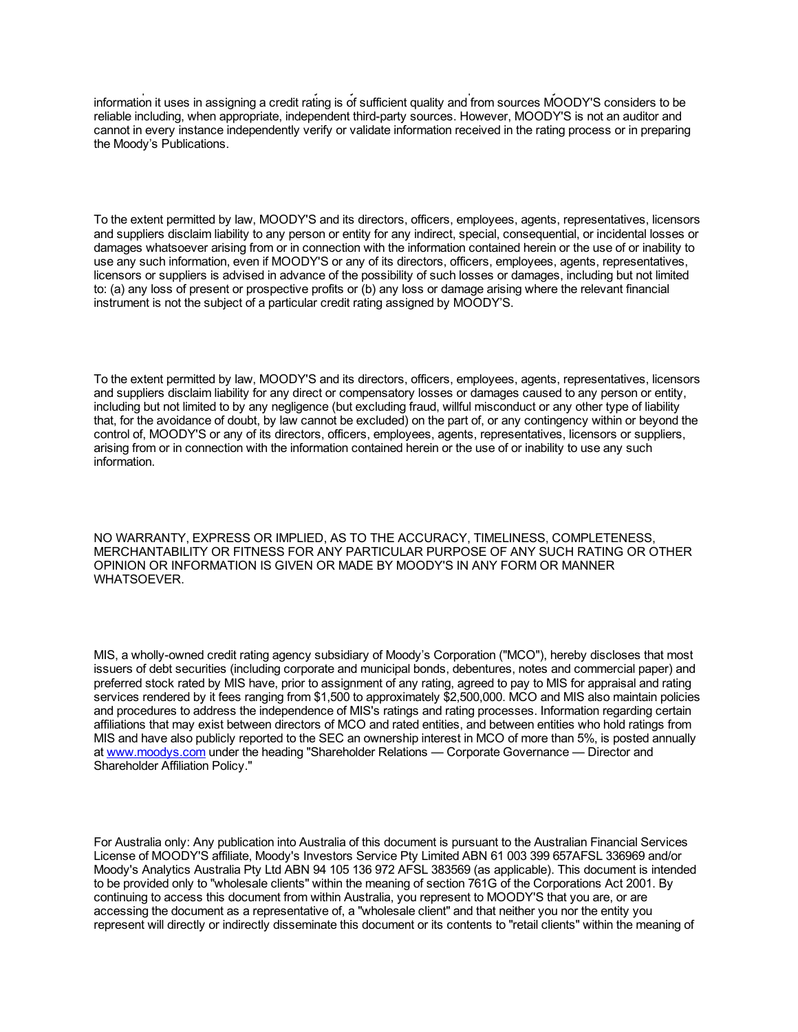information it uses in assigning a credit rating is of sufficient quality and from sources MOODY'S considers to be reliable including, when appropriate, independent third-party sources. However, MOODY'S is not an auditor and cannot in every instance independently verify or validate information received in the rating process or in preparing the Moody's Publications.

To the extent permitted by law, MOODY'S and its directors, officers, employees, agents, representatives, licensors and suppliers disclaim liability to any person or entity for any indirect, special, consequential, or incidental losses or damages whatsoever arising from or in connection with the information contained herein or the use of or inability to use any such information, even if MOODY'S or any of its directors, officers, employees, agents, representatives, licensors or suppliers is advised in advance of the possibility of such losses or damages, including but not limited to: (a) any loss of present or prospective profits or (b) any loss or damage arising where the relevant financial instrument is not the subject of a particular credit rating assigned by MOODY'S.

To the extent permitted by law, MOODY'S and its directors, officers, employees, agents, representatives, licensors and suppliers disclaim liability for any direct or compensatory losses or damages caused to any person or entity, including but not limited to by any negligence (but excluding fraud, willful misconduct or any other type of liability that, for the avoidance of doubt, by law cannot be excluded) on the part of, or any contingency within or beyond the control of, MOODY'S or any of its directors, officers, employees, agents, representatives, licensors or suppliers, arising from or in connection with the information contained herein or the use of or inability to use any such information.

NO WARRANTY, EXPRESS OR IMPLIED, AS TO THE ACCURACY, TIMELINESS, COMPLETENESS, MERCHANTABILITY OR FITNESS FOR ANY PARTICULAR PURPOSE OF ANY SUCH RATING OR OTHER OPINION OR INFORMATION IS GIVEN OR MADE BY MOODY'S IN ANY FORM OR MANNER WHATSOEVER.

MIS, a wholly-owned credit rating agency subsidiary of Moody's Corporation ("MCO"), hereby discloses that most issuers of debt securities (including corporate and municipal bonds, debentures, notes and commercial paper) and preferred stock rated by MIS have, prior to assignment of any rating, agreed to pay to MIS for appraisal and rating services rendered by it fees ranging from $1,500 to approximately $2,500,000. MCO and MIS also maintain policies and procedures to address the independence of MIS's ratings and rating processes. Information regarding certain affiliations that may exist between directors of MCO and rated entities, and between entities who hold ratings from MIS and have also publicly reported to the SEC an ownership interest in MCO of more than 5%, is posted annually at www.moodys.com under the heading "Shareholder Relations — Corporate Governance — Director and Shareholder Affiliation Policy."

For Australia only: Any publication into Australia of this document is pursuant to the Australian Financial Services License of MOODY'S affiliate, Moody's Investors Service Pty Limited ABN 61 003 399 657AFSL 336969 and/or Moody's Analytics Australia Pty Ltd ABN 94 105 136 972 AFSL 383569 (as applicable). This document is intended to be provided only to "wholesale clients" within the meaning of section 761G of the Corporations Act 2001. By continuing to access this document from within Australia, you represent to MOODY'S that you are, or are accessing the document as a representative of, a "wholesale client" and that neither you nor the entity you represent will directly or indirectly disseminate this document or its contents to "retail clients" within the meaning of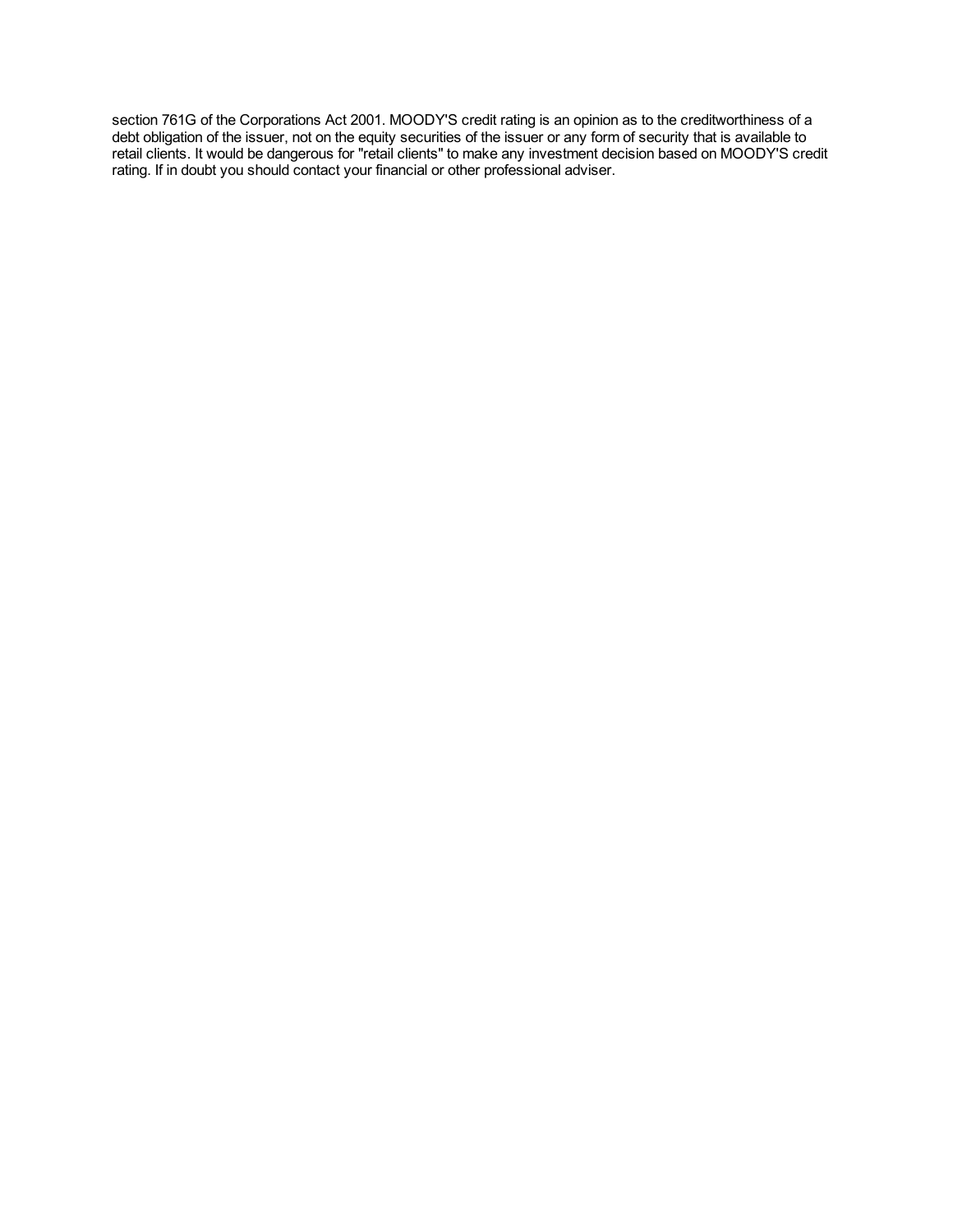section 761G of the Corporations Act 2001. MOODY'S credit rating is an opinion as to the creditworthiness of a debt obligation of the issuer, not on the equity securities of the issuer or any form of security that is available to retail clients. It would be dangerous for "retail clients" to make any investment decision based on MOODY'S credit rating. If in doubt you should contact your financial or other professional adviser.